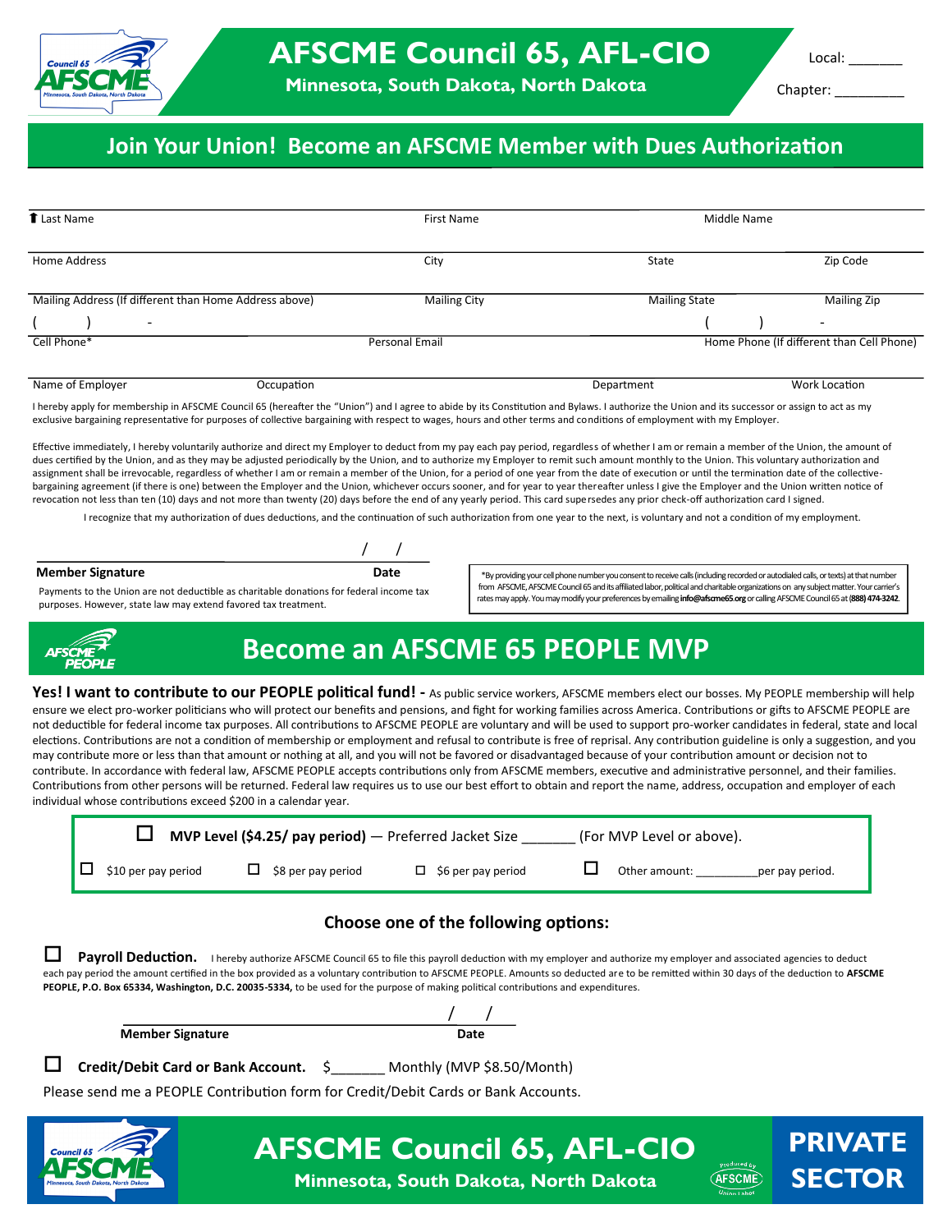# AFSCME Council 65, AFL-CIO

**Minnesota, South Dakota, North Dakota**

Local: _______

Chapter: _________

## Join Your Union! Become an AFSCME Member with Dues Authorization

| Last Name | First Name | Middle Name | |
|---|---|---|---|
| Home Address | City | State | Zip Code |
| Mailing Address (If different than Home Address above) | Mailing City | Mailing State | Mailing Zip |
| ( ) - Cell Phone* | Personal Email | ( ) - Home Phone (If different than Cell Phone) | |
| Name of Employer / Occupation | Department | Work Location | |

I hereby apply for membership in AFSCME Council 65 (hereafter the "Union") and I agree to abide by its Constitution and Bylaws. I authorize the Union and its successor or assign to act as my exclusive bargaining representative for purposes of collective bargaining with respect to wages, hours and other terms and conditions of employment with my Employer.

Effective immediately, I hereby voluntarily authorize and direct my Employer to deduct from my pay each pay period, regardless of whether I am or remain a member of the Union, the amount of dues certified by the Union, and as they may be adjusted periodically by the Union, and to authorize my Employer to remit such amount monthly to the Union. This voluntary authorization and assignment shall be irrevocable, regardless of whether I am or remain a member of the Union, for a period of one year from the date of execution or until the termination date of the collective-bargaining agreement (if there is one) between the Employer and the Union, whichever occurs sooner, and for year to year thereafter unless I give the Employer and the Union written notice of revocation not less than ten (10) days and not more than twenty (20) days before the end of any yearly period. This card supersedes any prior check-off authorization card I signed.

I recognize that my authorization of dues deductions, and the continuation of such authorization from one year to the next, is voluntary and not a condition of my employment.

_______________________________ / /

**Member Signature** **Date**

Payments to the Union are not deductible as charitable donations for federal income tax purposes. However, state law may extend favored tax treatment.

*By providing your cell phone number you consent to receive calls (including recorded or autodialed calls, or texts) at that number from AFSCME, AFSCME Council 65 and its affiliated labor, political and charitable organizations on any subject matter. Your carrier's rates may apply. You may modify your preferences by emailing **info@afscme65.org** or calling AFSCME Council 65 at **(888) 474-3242**.

## Become an AFSCME 65 PEOPLE MVP

**Yes! I want to contribute to our PEOPLE political fund! -** As public service workers, AFSCME members elect our bosses. My PEOPLE membership will help ensure we elect pro-worker politicians who will protect our benefits and pensions, and fight for working families across America. Contributions or gifts to AFSCME PEOPLE are not deductible for federal income tax purposes. All contributions to AFSCME PEOPLE are voluntary and will be used to support pro-worker candidates in federal, state and local elections. Contributions are not a condition of membership or employment and refusal to contribute is free of reprisal. Any contribution guideline is only a suggestion, and you may contribute more or less than that amount or nothing at all, and you will not be favored or disadvantaged because of your contribution amount or decision not to contribute. In accordance with federal law, AFSCME PEOPLE accepts contributions only from AFSCME members, executive and administrative personnel, and their families. Contributions from other persons will be returned. Federal law requires us to use our best effort to obtain and report the name, address, occupation and employer of each individual whose contributions exceed $200 in a calendar year.

☐ **MVP Level ($4.25/ pay period)** — Preferred Jacket Size _______ (For MVP Level or above).

☐ $10 per pay period ☐ $8 per pay period ☐ $6 per pay period ☐ Other amount: __________per pay period.

### Choose one of the following options:

☐ **Payroll Deduction.** I hereby authorize AFSCME Council 65 to file this payroll deduction with my employer and authorize my employer and associated agencies to deduct each pay period the amount certified in the box provided as a voluntary contribution to AFSCME PEOPLE. Amounts so deducted are to be remitted within 30 days of the deduction to **AFSCME PEOPLE, P.O. Box 65334, Washington, D.C. 20035-5334,** to be used for the purpose of making political contributions and expenditures.

_______________________________ / /

**Member Signature** **Date**

☐ **Credit/Debit Card or Bank Account.** $_______ Monthly (MVP $8.50/Month)

Please send me a PEOPLE Contribution form for Credit/Debit Cards or Bank Accounts.

**AFSCME Council 65, AFL-CIO**

**Minnesota, South Dakota, North Dakota**

**PRIVATE SECTOR**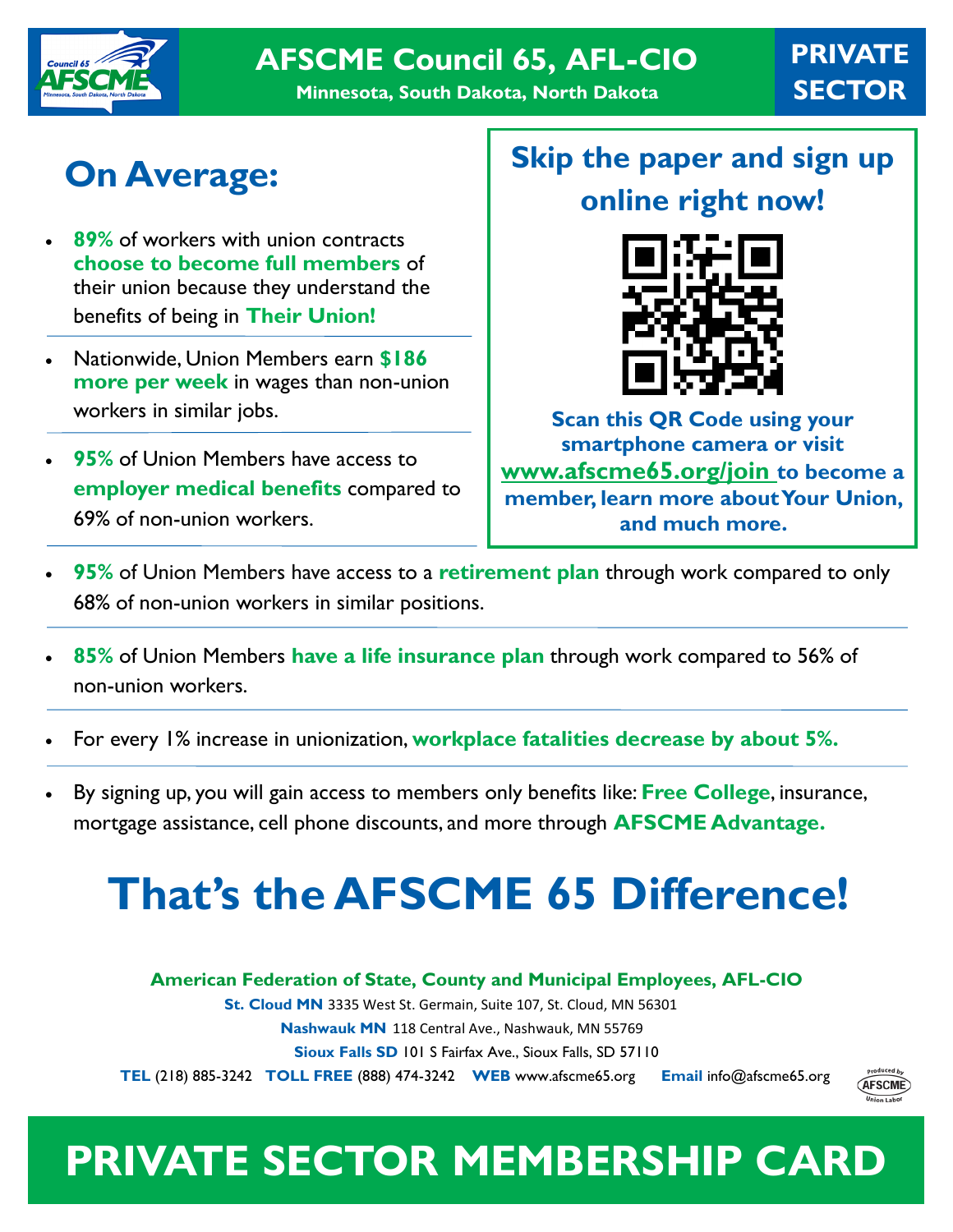# AFSCME Council 65, AFL-CIO

**Minnesota, South Dakota, North Dakota**

**PRIVATE SECTOR**

## On Average:

- **89%** of workers with union contracts **choose to become full members** of their union because they understand the benefits of being in **Their Union!**
- Nationwide, Union Members earn **$186 more per week** in wages than non-union workers in similar jobs.
- **95%** of Union Members have access to **employer medical benefits** compared to 69% of non-union workers.

## Skip the paper and sign up online right now!

**Scan this QR Code using your smartphone camera or visit www.afscme65.org/join to become a member, learn more about Your Union, and much more.**

- **95%** of Union Members have access to a **retirement plan** through work compared to only 68% of non-union workers in similar positions.
- **85%** of Union Members **have a life insurance plan** through work compared to 56% of non-union workers.
- For every 1% increase in unionization, **workplace fatalities decrease by about 5%.**
- By signing up, you will gain access to members only benefits like: **Free College**, insurance, mortgage assistance, cell phone discounts, and more through **AFSCME Advantage.**

# That's the AFSCME 65 Difference!

**American Federation of State, County and Municipal Employees, AFL-CIO**

**St. Cloud MN** 3335 West St. Germain, Suite 107, St. Cloud, MN 56301

**Nashwauk MN** 118 Central Ave., Nashwauk, MN 55769

**Sioux Falls SD** 101 S Fairfax Ave., Sioux Falls, SD 57110

**TEL** (218) 885-3242 **TOLL FREE** (888) 474-3242 **WEB** www.afscme65.org **Email** info@afscme65.org

Produced by AFSCME Union Labor

# PRIVATE SECTOR MEMBERSHIP CARD